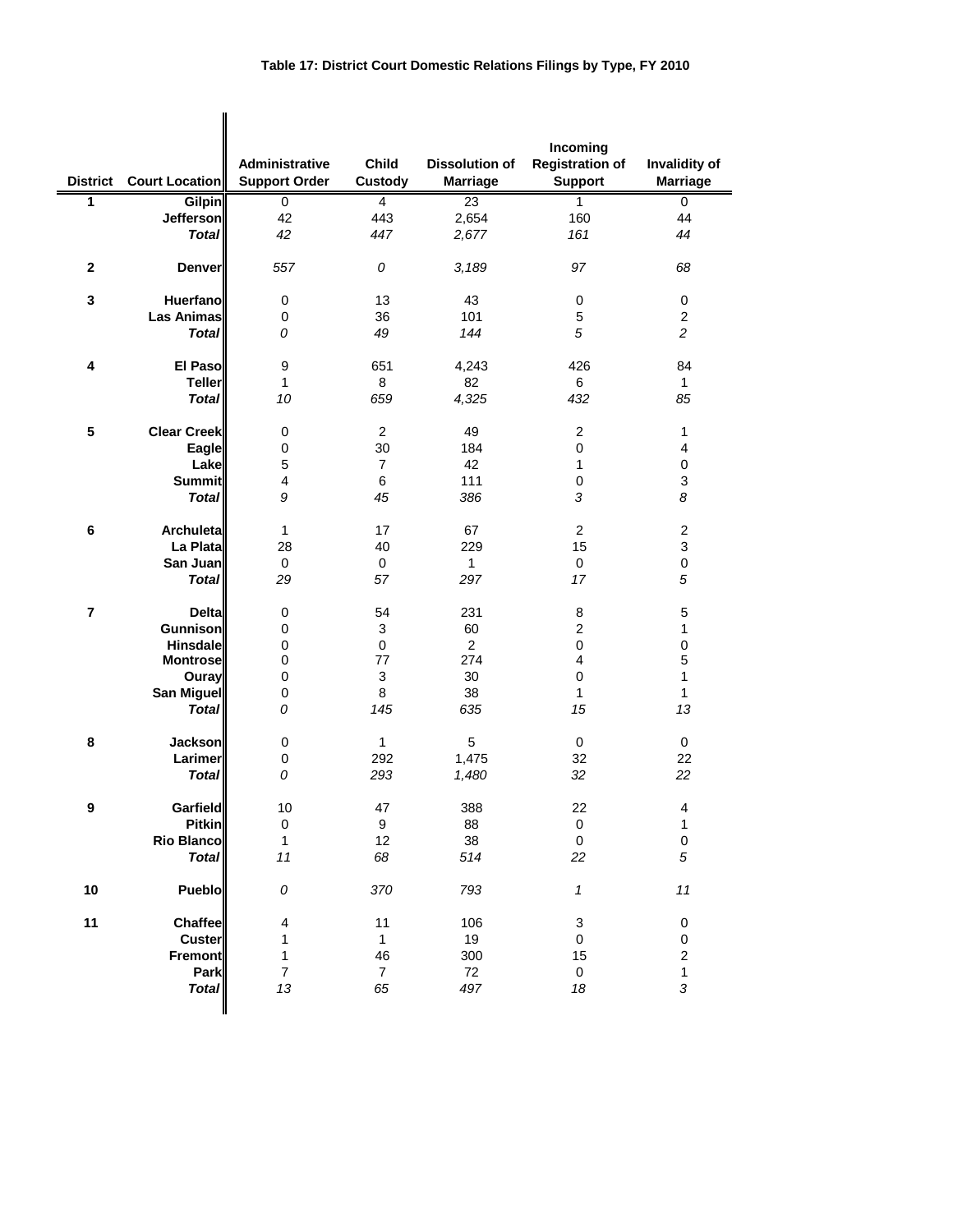# Table 17: District Court Domestic Relations Filings by Type, FY 2010

| District | Court Location | Administrative Support Order | Child Custody | Dissolution of Marriage | Incoming Registration of Support | Invalidity of Marriage |
|---|---|---|---|---|---|---|
| **1** | **Gilpin** | 0 | 4 | 23 | 1 | 0 |
| | **Jefferson** | 42 | 443 | 2,654 | 160 | 44 |
| | ***Total*** | *42* | *447* | *2,677* | *161* | *44* |
| **2** | **Denver** | *557* | *0* | *3,189* | *97* | *68* |
| **3** | **Huerfano** | 0 | 13 | 43 | 0 | 0 |
| | **Las Animas** | 0 | 36 | 101 | 5 | 2 |
| | ***Total*** | *0* | *49* | *144* | *5* | *2* |
| **4** | **El Paso** | 9 | 651 | 4,243 | 426 | 84 |
| | **Teller** | 1 | 8 | 82 | 6 | 1 |
| | ***Total*** | *10* | *659* | *4,325* | *432* | *85* |
| **5** | **Clear Creek** | 0 | 2 | 49 | 2 | 1 |
| | **Eagle** | 0 | 30 | 184 | 0 | 4 |
| | **Lake** | 5 | 7 | 42 | 1 | 0 |
| | **Summit** | 4 | 6 | 111 | 0 | 3 |
| | ***Total*** | *9* | *45* | *386* | *3* | *8* |
| **6** | **Archuleta** | 1 | 17 | 67 | 2 | 2 |
| | **La Plata** | 28 | 40 | 229 | 15 | 3 |
| | **San Juan** | 0 | 0 | 1 | 0 | 0 |
| | ***Total*** | *29* | *57* | *297* | *17* | *5* |
| **7** | **Delta** | 0 | 54 | 231 | 8 | 5 |
| | **Gunnison** | 0 | 3 | 60 | 2 | 1 |
| | **Hinsdale** | 0 | 0 | 2 | 0 | 0 |
| | **Montrose** | 0 | 77 | 274 | 4 | 5 |
| | **Ouray** | 0 | 3 | 30 | 0 | 1 |
| | **San Miguel** | 0 | 8 | 38 | 1 | 1 |
| | ***Total*** | *0* | *145* | *635* | *15* | *13* |
| **8** | **Jackson** | 0 | 1 | 5 | 0 | 0 |
| | **Larimer** | 0 | 292 | 1,475 | 32 | 22 |
| | ***Total*** | *0* | *293* | *1,480* | *32* | *22* |
| **9** | **Garfield** | 10 | 47 | 388 | 22 | 4 |
| | **Pitkin** | 0 | 9 | 88 | 0 | 1 |
| | **Rio Blanco** | 1 | 12 | 38 | 0 | 0 |
| | ***Total*** | *11* | *68* | *514* | *22* | *5* |
| **10** | **Pueblo** | *0* | *370* | *793* | *1* | *11* |
| **11** | **Chaffee** | 4 | 11 | 106 | 3 | 0 |
| | **Custer** | 1 | 1 | 19 | 0 | 0 |
| | **Fremont** | 1 | 46 | 300 | 15 | 2 |
| | **Park** | 7 | 7 | 72 | 0 | 1 |
| | ***Total*** | *13* | *65* | *497* | *18* | *3* |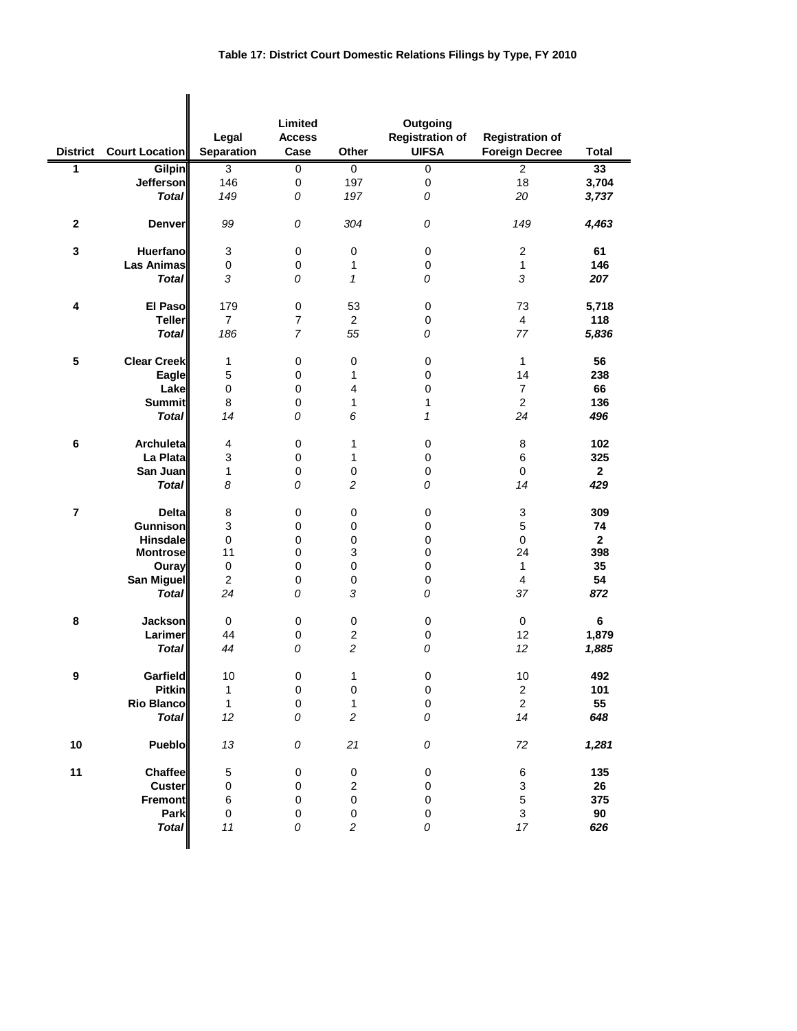**Table 17: District Court Domestic Relations Filings by Type, FY 2010**

| District | Court Location | Legal Separation | Limited Access Case | Other | Outgoing Registration of UIFSA | Registration of Foreign Decree | Total |
|---|---|---|---|---|---|---|---|
| 1 | Gilpin | 3 | 0 | 0 | 0 | 2 | 33 |
| | Jefferson | 146 | 0 | 197 | 0 | 18 | 3,704 |
| | *Total* | *149* | *0* | *197* | *0* | *20* | ***3,737*** |
| 2 | Denver | *99* | *0* | *304* | *0* | *149* | ***4,463*** |
| 3 | Huerfano | 3 | 0 | 0 | 0 | 2 | 61 |
| | Las Animas | 0 | 0 | 1 | 0 | 1 | 146 |
| | *Total* | *3* | *0* | *1* | *0* | *3* | ***207*** |
| 4 | El Paso | 179 | 0 | 53 | 0 | 73 | 5,718 |
| | Teller | 7 | 7 | 2 | 0 | 4 | 118 |
| | *Total* | *186* | *7* | *55* | *0* | *77* | ***5,836*** |
| 5 | Clear Creek | 1 | 0 | 0 | 0 | 1 | 56 |
| | Eagle | 5 | 0 | 1 | 0 | 14 | 238 |
| | Lake | 0 | 0 | 4 | 0 | 7 | 66 |
| | Summit | 8 | 0 | 1 | 1 | 2 | 136 |
| | *Total* | *14* | *0* | *6* | *1* | *24* | ***496*** |
| 6 | Archuleta | 4 | 0 | 1 | 0 | 8 | 102 |
| | La Plata | 3 | 0 | 1 | 0 | 6 | 325 |
| | San Juan | 1 | 0 | 0 | 0 | 0 | 2 |
| | *Total* | *8* | *0* | *2* | *0* | *14* | ***429*** |
| 7 | Delta | 8 | 0 | 0 | 0 | 3 | 309 |
| | Gunnison | 3 | 0 | 0 | 0 | 5 | 74 |
| | Hinsdale | 0 | 0 | 0 | 0 | 0 | 2 |
| | Montrose | 11 | 0 | 3 | 0 | 24 | 398 |
| | Ouray | 0 | 0 | 0 | 0 | 1 | 35 |
| | San Miguel | 2 | 0 | 0 | 0 | 4 | 54 |
| | *Total* | *24* | *0* | *3* | *0* | *37* | ***872*** |
| 8 | Jackson | 0 | 0 | 0 | 0 | 0 | 6 |
| | Larimer | 44 | 0 | 2 | 0 | 12 | 1,879 |
| | *Total* | *44* | *0* | *2* | *0* | *12* | ***1,885*** |
| 9 | Garfield | 10 | 0 | 1 | 0 | 10 | 492 |
| | Pitkin | 1 | 0 | 0 | 0 | 2 | 101 |
| | Rio Blanco | 1 | 0 | 1 | 0 | 2 | 55 |
| | *Total* | *12* | *0* | *2* | *0* | *14* | ***648*** |
| 10 | Pueblo | *13* | *0* | *21* | *0* | *72* | ***1,281*** |
| 11 | Chaffee | 5 | 0 | 0 | 0 | 6 | 135 |
| | Custer | 0 | 0 | 2 | 0 | 3 | 26 |
| | Fremont | 6 | 0 | 0 | 0 | 5 | 375 |
| | Park | 0 | 0 | 0 | 0 | 3 | 90 |
| | *Total* | *11* | *0* | *2* | *0* | *17* | ***626*** |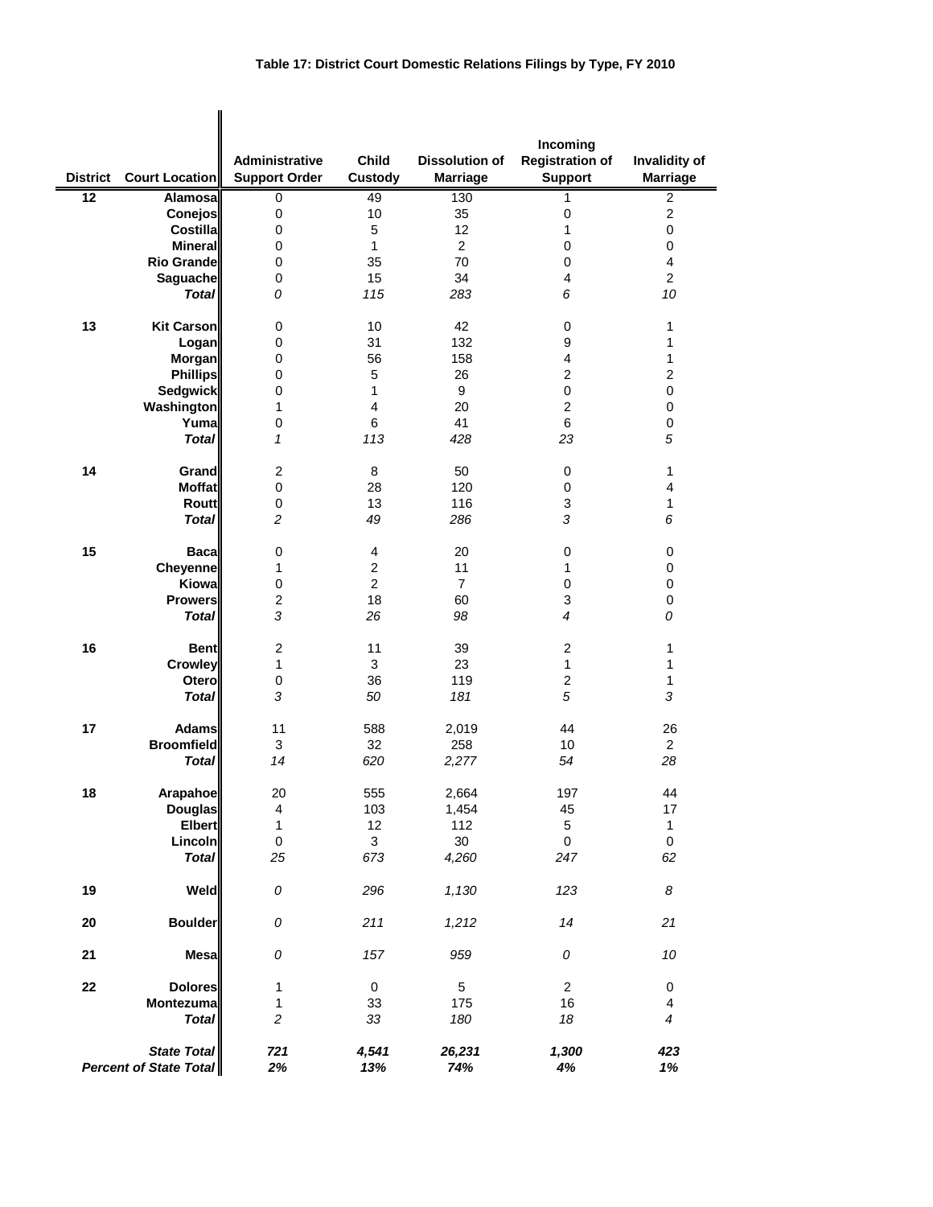**Table 17: District Court Domestic Relations Filings by Type, FY 2010**

| District | Court Location | Administrative Support Order | Child Custody | Dissolution of Marriage | Incoming Registration of Support | Invalidity of Marriage |
|---|---|---|---|---|---|---|
| 12 | Alamosa | 0 | 49 | 130 | 1 | 2 |
| | Conejos | 0 | 10 | 35 | 0 | 2 |
| | Costilla | 0 | 5 | 12 | 1 | 0 |
| | Mineral | 0 | 1 | 2 | 0 | 0 |
| | Rio Grande | 0 | 35 | 70 | 0 | 4 |
| | Saguache | 0 | 15 | 34 | 4 | 2 |
| | *Total* | *0* | *115* | *283* | *6* | *10* |
| 13 | Kit Carson | 0 | 10 | 42 | 0 | 1 |
| | Logan | 0 | 31 | 132 | 9 | 1 |
| | Morgan | 0 | 56 | 158 | 4 | 1 |
| | Phillips | 0 | 5 | 26 | 2 | 2 |
| | Sedgwick | 0 | 1 | 9 | 0 | 0 |
| | Washington | 1 | 4 | 20 | 2 | 0 |
| | Yuma | 0 | 6 | 41 | 6 | 0 |
| | *Total* | *1* | *113* | *428* | *23* | *5* |
| 14 | Grand | 2 | 8 | 50 | 0 | 1 |
| | Moffat | 0 | 28 | 120 | 0 | 4 |
| | Routt | 0 | 13 | 116 | 3 | 1 |
| | *Total* | *2* | *49* | *286* | *3* | *6* |
| 15 | Baca | 0 | 4 | 20 | 0 | 0 |
| | Cheyenne | 1 | 2 | 11 | 1 | 0 |
| | Kiowa | 0 | 2 | 7 | 0 | 0 |
| | Prowers | 2 | 18 | 60 | 3 | 0 |
| | *Total* | *3* | *26* | *98* | *4* | *0* |
| 16 | Bent | 2 | 11 | 39 | 2 | 1 |
| | Crowley | 1 | 3 | 23 | 1 | 1 |
| | Otero | 0 | 36 | 119 | 2 | 1 |
| | *Total* | *3* | *50* | *181* | *5* | *3* |
| 17 | Adams | 11 | 588 | 2,019 | 44 | 26 |
| | Broomfield | 3 | 32 | 258 | 10 | 2 |
| | *Total* | *14* | *620* | *2,277* | *54* | *28* |
| 18 | Arapahoe | 20 | 555 | 2,664 | 197 | 44 |
| | Douglas | 4 | 103 | 1,454 | 45 | 17 |
| | Elbert | 1 | 12 | 112 | 5 | 1 |
| | Lincoln | 0 | 3 | 30 | 0 | 0 |
| | *Total* | *25* | *673* | *4,260* | *247* | *62* |
| 19 | Weld | *0* | *296* | *1,130* | *123* | *8* |
| 20 | Boulder | *0* | *211* | *1,212* | *14* | *21* |
| 21 | Mesa | *0* | *157* | *959* | *0* | *10* |
| 22 | Dolores | 1 | 0 | 5 | 2 | 0 |
| | Montezuma | 1 | 33 | 175 | 16 | 4 |
| | *Total* | *2* | *33* | *180* | *18* | *4* |
| | ***State Total*** | ***721*** | ***4,541*** | ***26,231*** | ***1,300*** | ***423*** |
| | ***Percent of State Total*** | ***2%*** | ***13%*** | ***74%*** | ***4%*** | ***1%*** |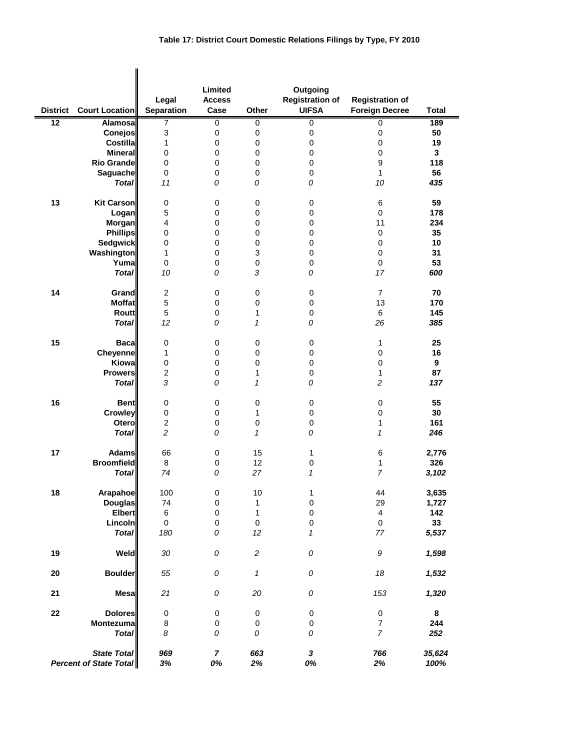# Table 17: District Court Domestic Relations Filings by Type, FY 2010

| District | Court Location | Legal Separation | Limited Access Case | Other | Outgoing Registration of UIFSA | Registration of Foreign Decree | Total |
|---|---|---|---|---|---|---|---|
| 12 | Alamosa | 7 | 0 | 0 | 0 | 0 | **189** |
| | Conejos | 3 | 0 | 0 | 0 | 0 | **50** |
| | Costilla | 1 | 0 | 0 | 0 | 0 | **19** |
| | Mineral | 0 | 0 | 0 | 0 | 0 | **3** |
| | Rio Grande | 0 | 0 | 0 | 0 | 9 | **118** |
| | Saguache | 0 | 0 | 0 | 0 | 1 | **56** |
| | ***Total*** | *11* | *0* | *0* | *0* | *10* | ***435*** |
| 13 | Kit Carson | 0 | 0 | 0 | 0 | 6 | **59** |
| | Logan | 5 | 0 | 0 | 0 | 0 | **178** |
| | Morgan | 4 | 0 | 0 | 0 | 11 | **234** |
| | Phillips | 0 | 0 | 0 | 0 | 0 | **35** |
| | Sedgwick | 0 | 0 | 0 | 0 | 0 | **10** |
| | Washington | 1 | 0 | 3 | 0 | 0 | **31** |
| | Yuma | 0 | 0 | 0 | 0 | 0 | **53** |
| | ***Total*** | *10* | *0* | *3* | *0* | *17* | ***600*** |
| 14 | Grand | 2 | 0 | 0 | 0 | 7 | **70** |
| | Moffat | 5 | 0 | 0 | 0 | 13 | **170** |
| | Routt | 5 | 0 | 1 | 0 | 6 | **145** |
| | ***Total*** | *12* | *0* | *1* | *0* | *26* | ***385*** |
| 15 | Baca | 0 | 0 | 0 | 0 | 1 | **25** |
| | Cheyenne | 1 | 0 | 0 | 0 | 0 | **16** |
| | Kiowa | 0 | 0 | 0 | 0 | 0 | **9** |
| | Prowers | 2 | 0 | 1 | 0 | 1 | **87** |
| | ***Total*** | *3* | *0* | *1* | *0* | *2* | ***137*** |
| 16 | Bent | 0 | 0 | 0 | 0 | 0 | **55** |
| | Crowley | 0 | 0 | 1 | 0 | 0 | **30** |
| | Otero | 2 | 0 | 0 | 0 | 1 | **161** |
| | ***Total*** | *2* | *0* | *1* | *0* | *1* | ***246*** |
| 17 | Adams | 66 | 0 | 15 | 1 | 6 | **2,776** |
| | Broomfield | 8 | 0 | 12 | 0 | 1 | **326** |
| | ***Total*** | *74* | *0* | *27* | *1* | *7* | ***3,102*** |
| 18 | Arapahoe | 100 | 0 | 10 | 1 | 44 | **3,635** |
| | Douglas | 74 | 0 | 1 | 0 | 29 | **1,727** |
| | Elbert | 6 | 0 | 1 | 0 | 4 | **142** |
| | Lincoln | 0 | 0 | 0 | 0 | 0 | **33** |
| | ***Total*** | *180* | *0* | *12* | *1* | *77* | ***5,537*** |
| 19 | Weld | *30* | *0* | *2* | *0* | *9* | ***1,598*** |
| 20 | Boulder | *55* | *0* | *1* | *0* | *18* | ***1,532*** |
| 21 | Mesa | *21* | *0* | *20* | *0* | *153* | ***1,320*** |
| 22 | Dolores | 0 | 0 | 0 | 0 | 0 | **8** |
| | Montezuma | 8 | 0 | 0 | 0 | 7 | **244** |
| | ***Total*** | *8* | *0* | *0* | *0* | *7* | ***252*** |
| | ***State Total*** | ***969*** | ***7*** | ***663*** | ***3*** | ***766*** | ***35,624*** |
| | ***Percent of State Total*** | ***3%*** | ***0%*** | ***2%*** | ***0%*** | ***2%*** | ***100%*** |